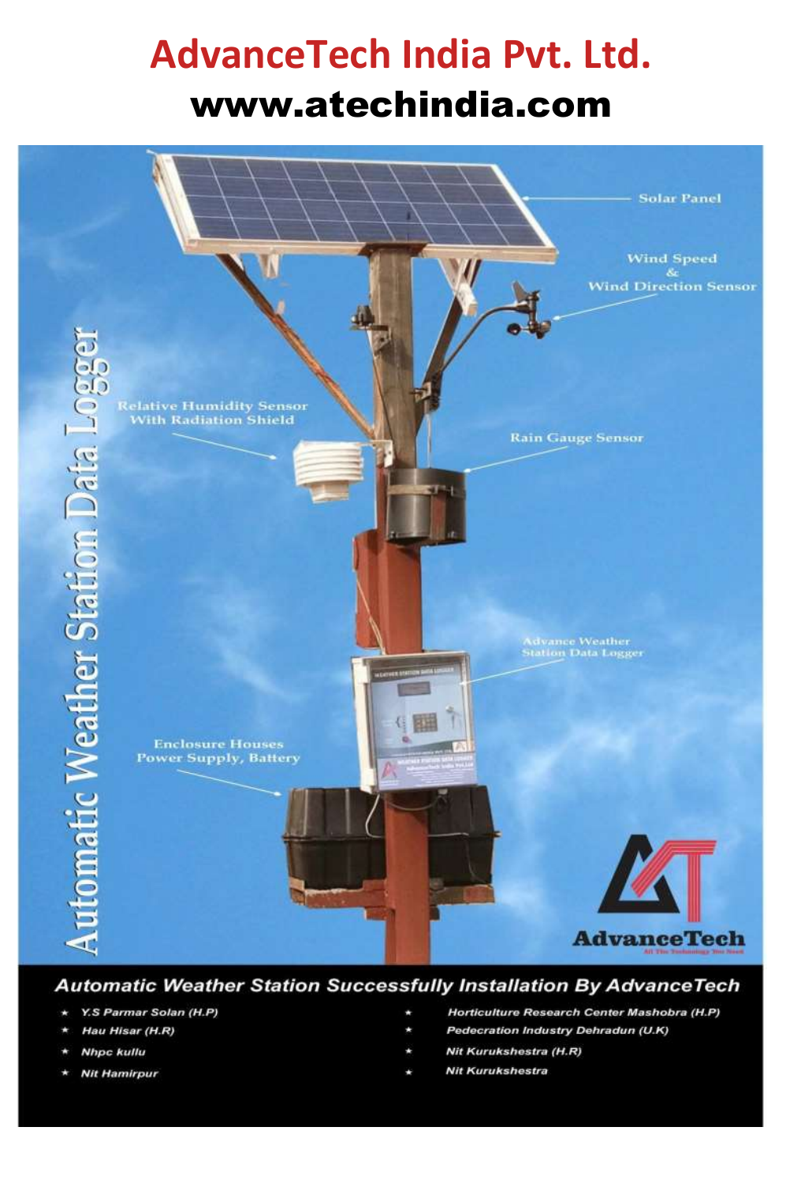# AdvanceTech India Pvt. Ltd.

## www.atechindia.com

Automatic Weather Station Data Logger

Solar Panel

Wind Speed & Wind Direction Sensor

Relative Humidity Sensor With Radiation Shield

Rain Gauge Sensor

Advance Weather Station Data Logger

Enclosure Houses Power Supply, Battery

AdvanceTech

### Automatic Weather Station Successfully Installation By AdvanceTech

- Y.S Parmar Solan (H.P)
- Hau Hisar (H.R)
- Nhpc kullu
- Nit Hamirpur
- Horticulture Research Center Mashobra (H.P)
- Pedecration Industry Dehradun (U.K)
- Nit Kurukshestra (H.R)
- Nit Kurukshestra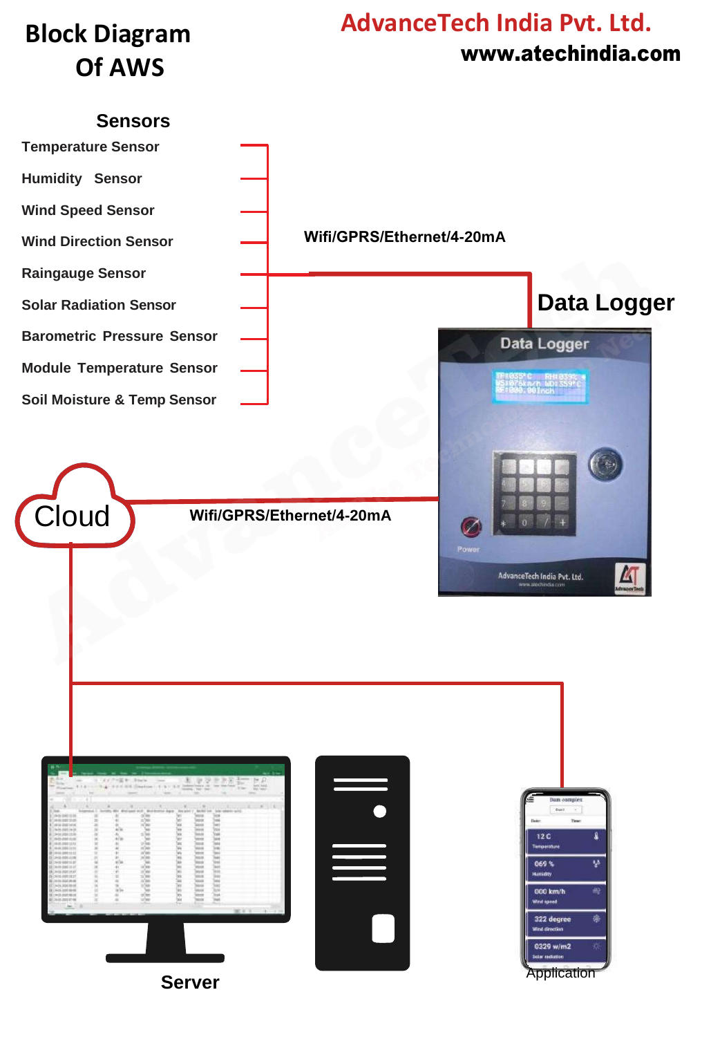# Block Diagram Of AWS

**AdvanceTech India Pvt. Ltd.**
**www.atechindia.com**

### Sensors

- Temperature Sensor
- Humidity Sensor
- Wind Speed Sensor
- Wind Direction Sensor
- Raingauge Sensor
- Solar Radiation Sensor
- Barometric Pressure Sensor
- Module Temperature Sensor
- Soil Moisture & Temp Sensor

Wifi/GPRS/Ethernet/4-20mA

**Data Logger**

Cloud

Wifi/GPRS/Ethernet/4-20mA

**Server**

Application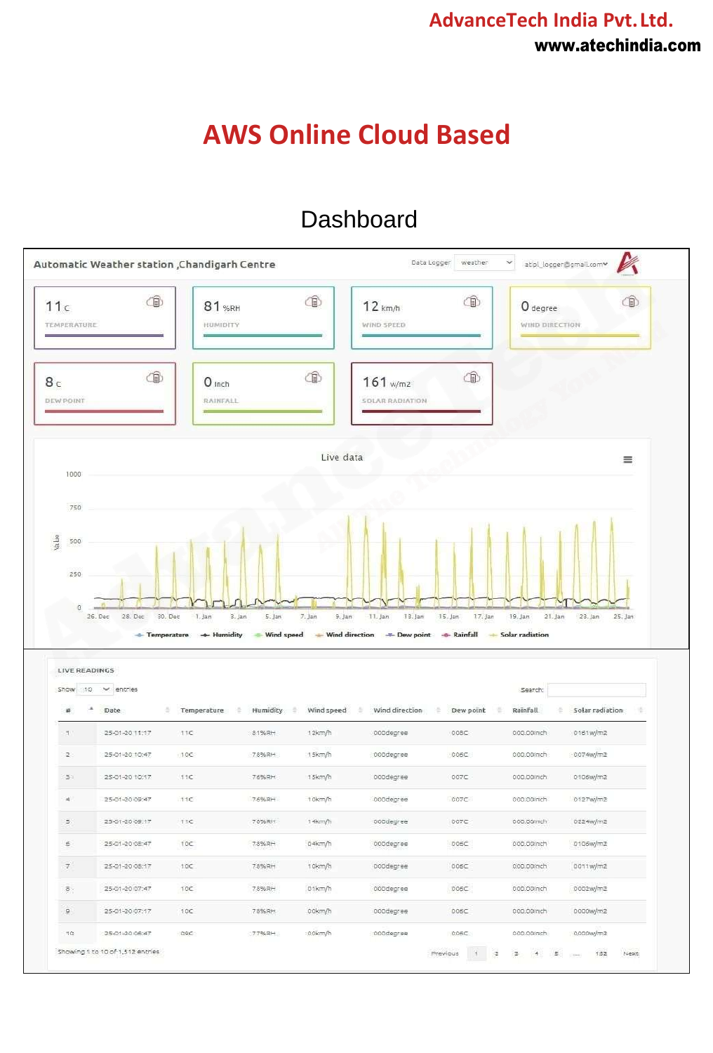# AWS Online Cloud Based

## Dashboard

**Automatic Weather station ,Chandigarh Centre**

Data Logger: weather — atipl_logger@gmail.com

| Value | Parameter |
|---|---|
| 11 c | TEMPERATURE |
| 81 %RH | HUMIDITY |
| 12 km/h | WIND SPEED |
| 0 degree | WIND DIRECTION |
| 8 c | DEW POINT |
| 0 inch | RAINFALL |
| 161 w/m2 | SOLAR RADIATION |

**Live data**

Legend: Temperature, Humidity, Wind speed, Wind direction, Dew point, Rainfall, Solar radiation

**LIVE READINGS**

Show 10 entries — Search:

| # | Date | Temperature | Humidity | Wind speed | Wind direction | Dew point | Rainfall | Solar radiation |
|---|---|---|---|---|---|---|---|---|
| 1 | 25-01-20 11:17 | 11C | 81%RH | 12km/h | 000degree | 008C | 000.00inch | 0161w/m2 |
| 2 | 25-01-20 10:47 | 10C | 78%RH | 15km/h | 000degree | 006C | 000.00inch | 0074w/m2 |
| 3 | 25-01-20 10:17 | 11C | 76%RH | 15km/h | 000degree | 007C | 000.00inch | 0106w/m2 |
| 4 | 25-01-20 09:47 | 11C | 76%RH | 10km/h | 000degree | 007C | 000.00inch | 0127w/m2 |
| 5 | 25-01-20 09:17 | 11C | 76%RH | 14km/h | 000degree | 007C | 000.00inch | 0224w/m2 |
| 6 | 25-01-20 08:47 | 10C | 78%RH | 04km/h | 000degree | 006C | 000.00inch | 0106w/m2 |
| 7 | 25-01-20 08:17 | 10C | 78%RH | 10km/h | 000degree | 006C | 000.00inch | 0011w/m2 |
| 8 | 25-01-20 07:47 | 10C | 78%RH | 01km/h | 000degree | 006C | 000.00inch | 0002w/m2 |
| 9 | 25-01-20 07:17 | 10C | 78%RH | 00km/h | 000degree | 006C | 000.00inch | 0000w/m2 |
| 10 | 25-01-20 06:47 | 09C | 77%RH | 00km/h | 000degree | 006C | 000.00inch | 0000w/m2 |

Showing 1 to 10 of 1,512 entries

Previous 1 2 3 4 5 ... 152 Next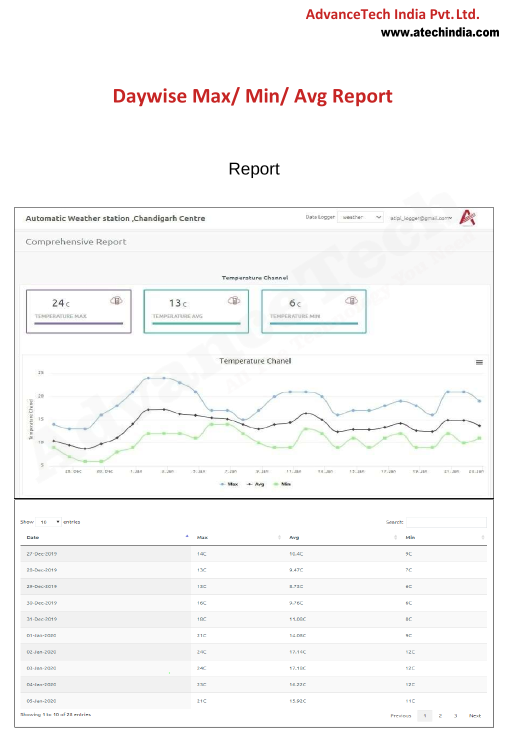# Daywise Max/ Min/ Avg Report

## Report

Automatic Weather station ,Chandigarh Centre

Data Logger: weather

atipl_logger@gmail.com

Comprehensive Report

Temperature Channel

24 c TEMPERATURE MAX

13 c TEMPERATURE AVG

6 c TEMPERATURE MIN

Temperature Chanel

Show 10 entries

Search:

| Date | Max | Avg | Min |
|---|---|---|---|
| 27-Dec-2019 | 14C | 10.4C | 9C |
| 28-Dec-2019 | 13C | 9.47C | 7C |
| 29-Dec-2019 | 13C | 8.73C | 6C |
| 30-Dec-2019 | 16C | 9.76C | 6C |
| 31-Dec-2019 | 18C | 11.08C | 8C |
| 01-Jan-2020 | 21C | 14.08C | 9C |
| 02-Jan-2020 | 24C | 17.14C | 12C |
| 03-Jan-2020 | 24C | 17.18C | 12C |
| 04-Jan-2020 | 23C | 16.22C | 12C |
| 05-Jan-2020 | 21C | 15.92C | 11C |

Showing 1 to 10 of 28 entries

Previous 1 2 3 Next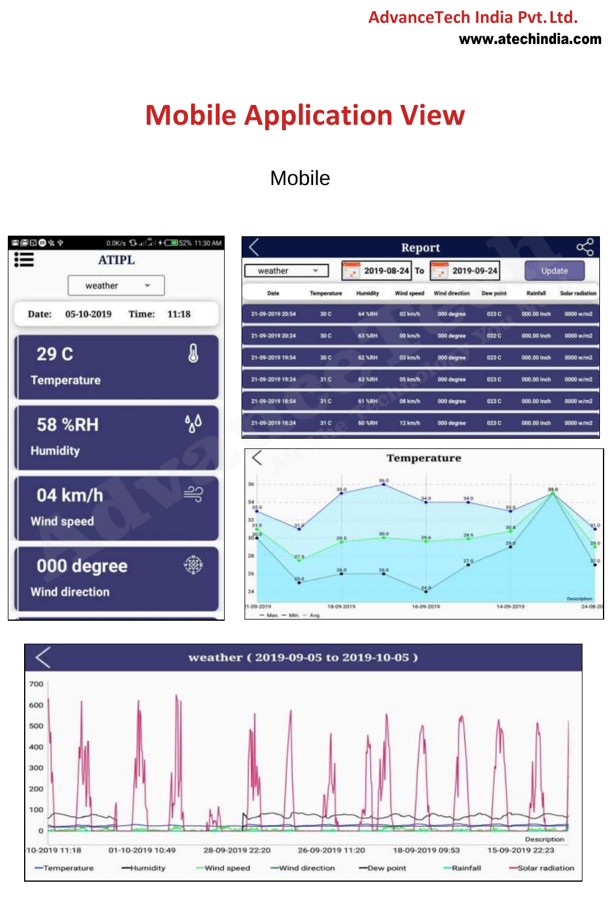# Mobile Application View

Mobile

ATIPL

weather

Date: 05-10-2019 Time: 11:18

29 C
Temperature

58 %RH
Humidity

04 km/h
Wind speed

000 degree
Wind direction

Report

weather | 2019-08-24 To 2019-09-24 | Update

| Date | Temperature | Humidity | Wind speed | Wind direction | Dew point | Rainfall | Solar radiation |
|---|---|---|---|---|---|---|---|
| 21-09-2019 20:54 | 30 C | 64 %RH | 02 km/h | 000 degree | 023 C | 000.00 inch | 0000 w/m2 |
| 21-09-2019 20:24 | 30 C | 63 %RH | 00 km/h | 000 degree | 022 C | 000.00 inch | 0000 w/m2 |
| 21-09-2019 19:54 | 30 C | 62 %RH | 03 km/h | 000 degree | 023 C | 000.00 inch | 0000 w/m2 |
| 21-09-2019 19:24 | 31 C | 63 %RH | 05 km/h | 000 degree | 023 C | 000.00 inch | 0000 w/m2 |
| 21-09-2019 18:54 | 31 C | 61 %RH | 08 km/h | 000 degree | 023 C | 000.00 inch | 0000 w/m2 |
| 21-09-2019 18:24 | 31 C | 60 %RH | 12 km/h | 000 degree | 023 C | 000.00 inch | 0000 w/m2 |

Temperature

weather ( 2019-09-05 to 2019-10-05 )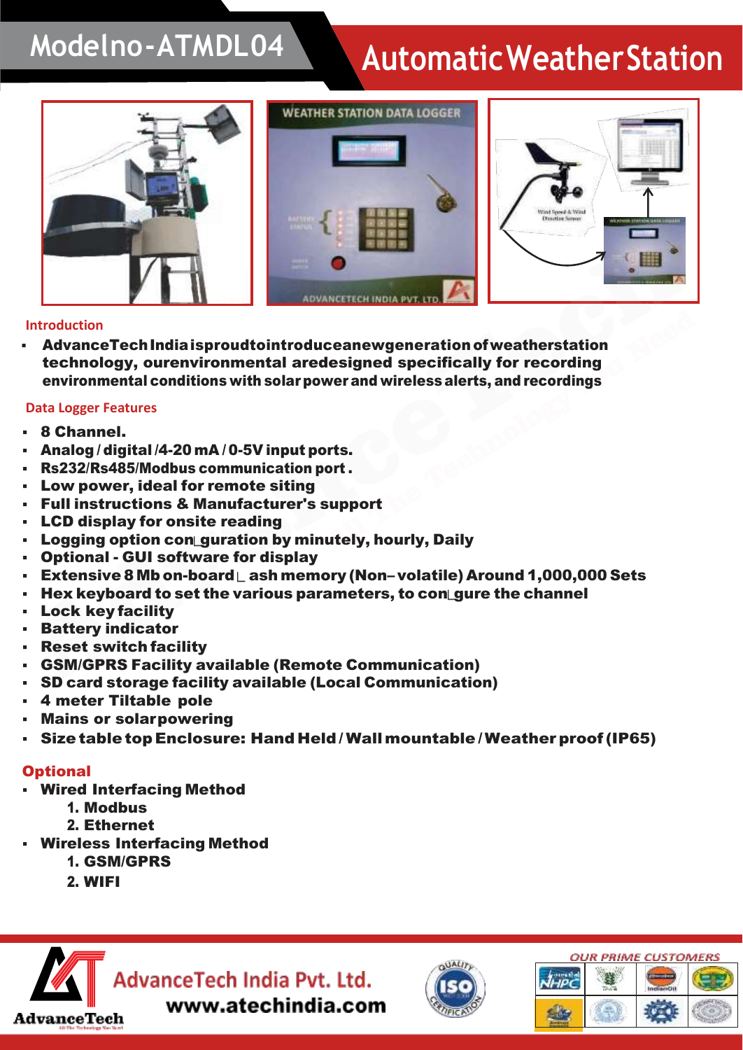# Modelno-ATMDL04

# Automatic Weather Station

## Introduction

- AdvanceTech India isproudtointroduceanewgeneration of weatherstation technology, ourenvironmental aredesigned specifically for recording environmental conditions with solar power and wireless alerts, and recordings

## Data Logger Features

- 8 Channel.
- Analog / digital /4-20 mA / 0-5V input ports.
- Rs232/Rs485/Modbus communication port .
- Low power, ideal for remote siting
- Full instructions & Manufacturer's support
- LCD display for onsite reading
- Logging option con guration by minutely, hourly, Daily
- Optional - GUI software for display
- Extensive 8 Mb on-board ash memory (Non–volatile) Around 1,000,000 Sets
- Hex keyboard to set the various parameters, to con gure the channel
- Lock key facility
- Battery indicator
- Reset switch facility
- GSM/GPRS Facility available (Remote Communication)
- SD card storage facility available (Local Communication)
- 4 meter Tiltable pole
- Mains or solar powering
- Size table top Enclosure: Hand Held / Wall mountable / Weather proof (IP65)

## Optional

- Wired Interfacing Method
  1. Modbus
  2. Ethernet
- Wireless Interfacing Method
  1. GSM/GPRS
  2. WIFI

AdvanceTech India Pvt. Ltd.
www.atechindia.com

OUR PRIME CUSTOMERS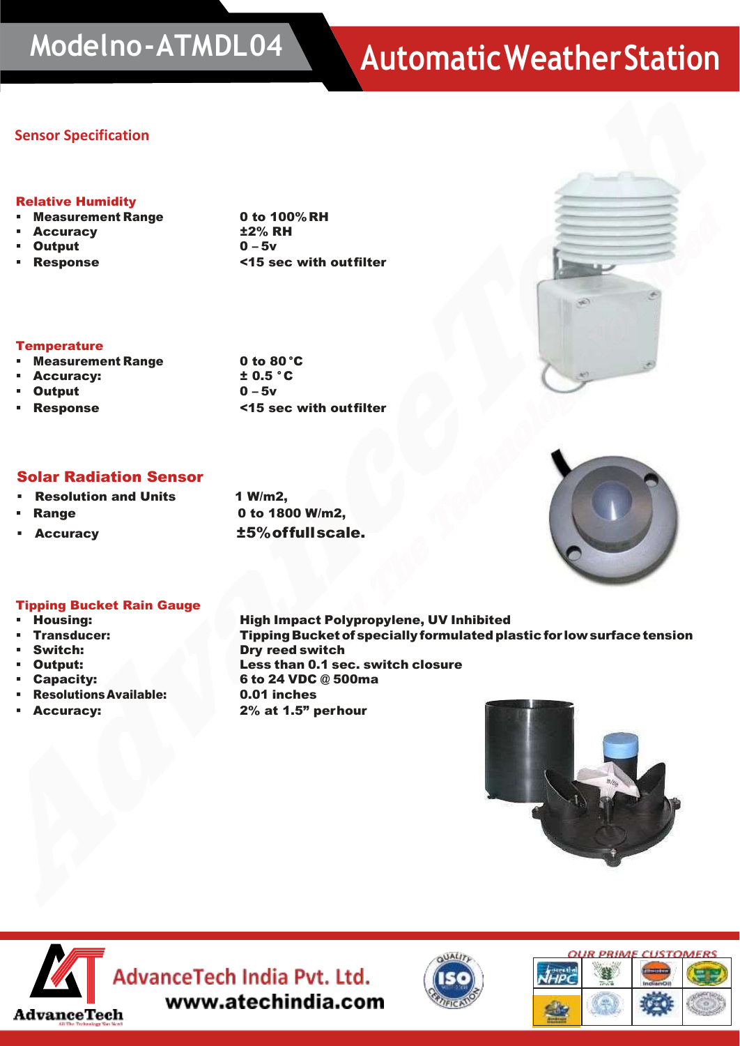# Modelno-ATMDL04

# Automatic Weather Station

## Sensor Specification

### Relative Humidity

| | |
|---|---|
| Measurement Range | 0 to 100% RH |
| Accuracy | ±2% RH |
| Output | 0 – 5v |
| Response | <15 sec with outfilter |

### Temperature

| | |
|---|---|
| Measurement Range | 0 to 80 °C |
| Accuracy: | ± 0.5 °C |
| Output | 0 – 5v |
| Response | <15 sec with outfilter |

### Solar Radiation Sensor

| | |
|---|---|
| Resolution and Units | 1 W/m2, |
| Range | 0 to 1800 W/m2, |
| Accuracy | ±5% of full scale. |

### Tipping Bucket Rain Gauge

| | |
|---|---|
| Housing: | High Impact Polypropylene, UV Inhibited |
| Transducer: | Tipping Bucket of specially formulated plastic for low surface tension |
| Switch: | Dry reed switch |
| Output: | Less than 0.1 sec. switch closure |
| Capacity: | 6 to 24 VDC @ 500ma |
| Resolutions Available: | 0.01 inches |
| Accuracy: | 2% at 1.5" per hour |

AdvanceTech India Pvt. Ltd.
www.atechindia.com

OUR PRIME CUSTOMERS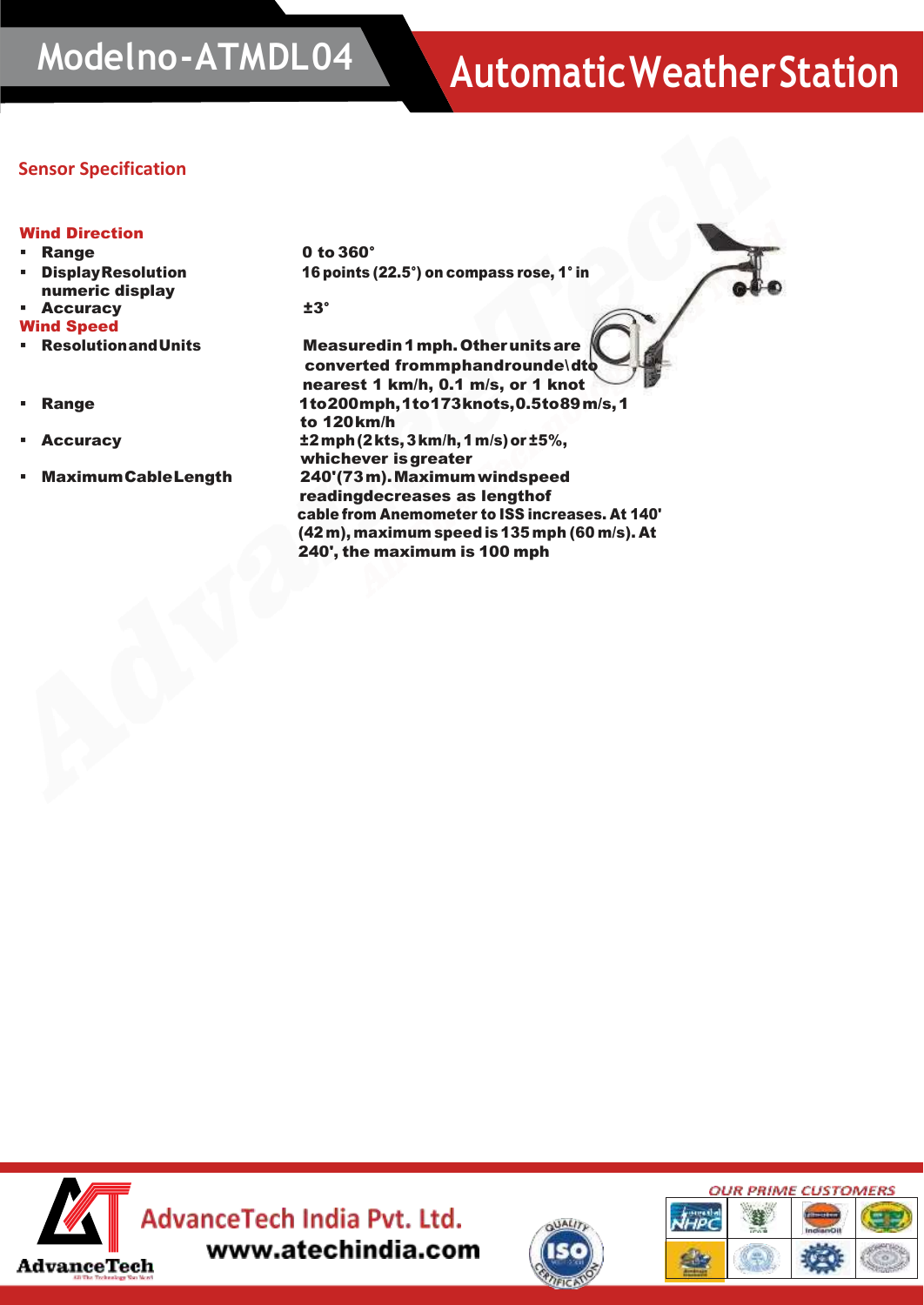# Modelno-ATMDL04

# Automatic Weather Station

## Sensor Specification

**Wind Direction**

- **Range** — 0 to 360°
- **Display Resolution numeric display** — 16 points (22.5°) on compass rose, 1° in
- **Accuracy** — ±3°

**Wind Speed**

- **Resolution and Units** — Measured in 1 mph. Other units are converted from mph and rounde\d to nearest 1 km/h, 0.1 m/s, or 1 knot
- **Range** — 1 to 200 mph, 1 to 173 knots, 0.5 to 89 m/s, 1 to 120 km/h
- **Accuracy** — ±2 mph (2 kts, 3 km/h, 1 m/s) or ±5%, whichever is greater
- **Maximum Cable Length** — 240' (73 m). Maximum windspeed reading decreases as length of cable from Anemometer to ISS increases. At 140' (42 m), maximum speed is 135 mph (60 m/s). At 240', the maximum is 100 mph